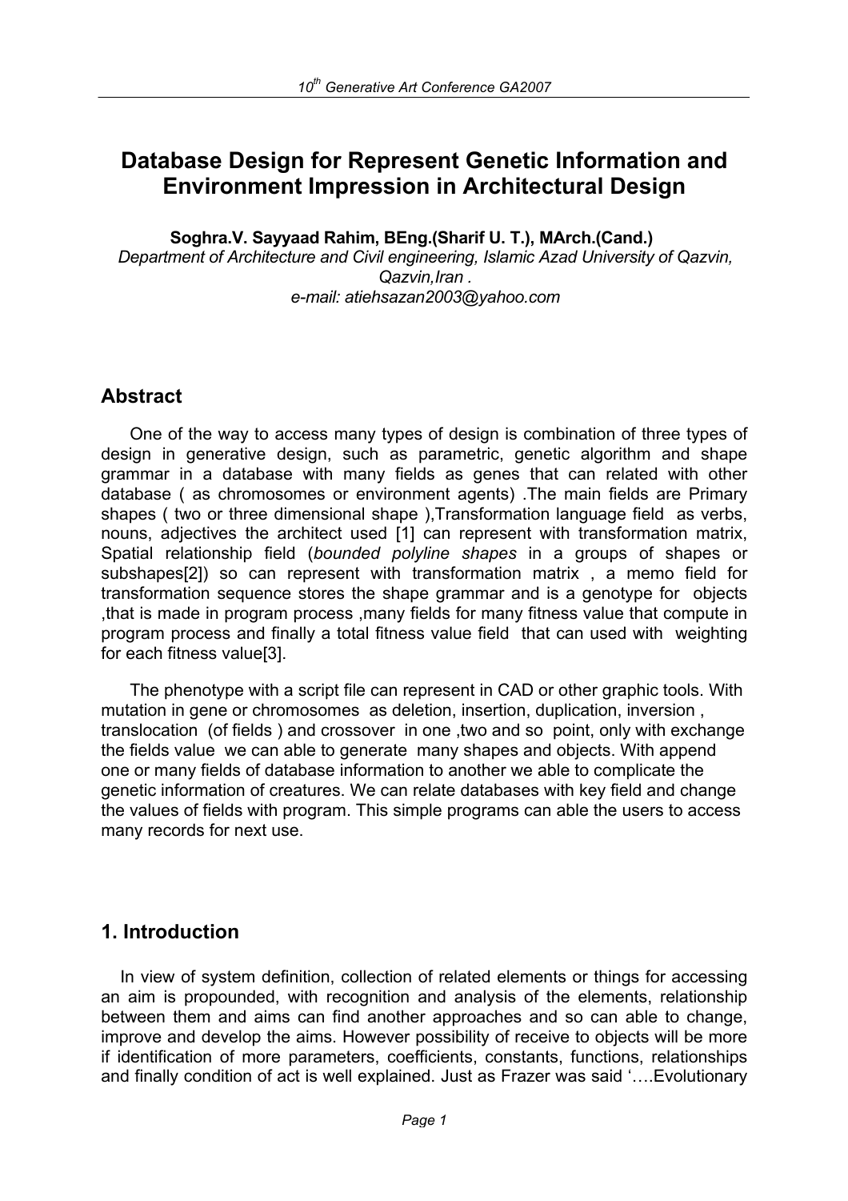# Database Design for Represent Genetic Information and Environment Impression in Architectural Design

**Soghra.V. Sayyaad Rahim, BEng.(Sharif U. T.), MArch.(Cand.)**

*Department of Architecture and Civil engineering, Islamic Azad University of Qazvin, Qazvin,Iran .*

*e-mail: atiehsazan2003@yahoo.com*

## Abstract

One of the way to access many types of design is combination of three types of design in generative design, such as parametric, genetic algorithm and shape grammar in a database with many fields as genes that can related with other database ( as chromosomes or environment agents) .The main fields are Primary shapes ( two or three dimensional shape ),Transformation language field as verbs, nouns, adjectives the architect used [1] can represent with transformation matrix, Spatial relationship field (*bounded polyline shapes* in a groups of shapes or subshapes[2]) so can represent with transformation matrix , a memo field for transformation sequence stores the shape grammar and is a genotype for objects ,that is made in program process ,many fields for many fitness value that compute in program process and finally a total fitness value field that can used with weighting for each fitness value[3].

The phenotype with a script file can represent in CAD or other graphic tools. With mutation in gene or chromosomes as deletion, insertion, duplication, inversion , translocation (of fields ) and crossover in one ,two and so point, only with exchange the fields value we can able to generate many shapes and objects. With append one or many fields of database information to another we able to complicate the genetic information of creatures. We can relate databases with key field and change the values of fields with program. This simple programs can able the users to access many records for next use.

## 1. Introduction

In view of system definition, collection of related elements or things for accessing an aim is propounded, with recognition and analysis of the elements, relationship between them and aims can find another approaches and so can able to change, improve and develop the aims. However possibility of receive to objects will be more if identification of more parameters, coefficients, constants, functions, relationships and finally condition of act is well explained. Just as Frazer was said '….Evolutionary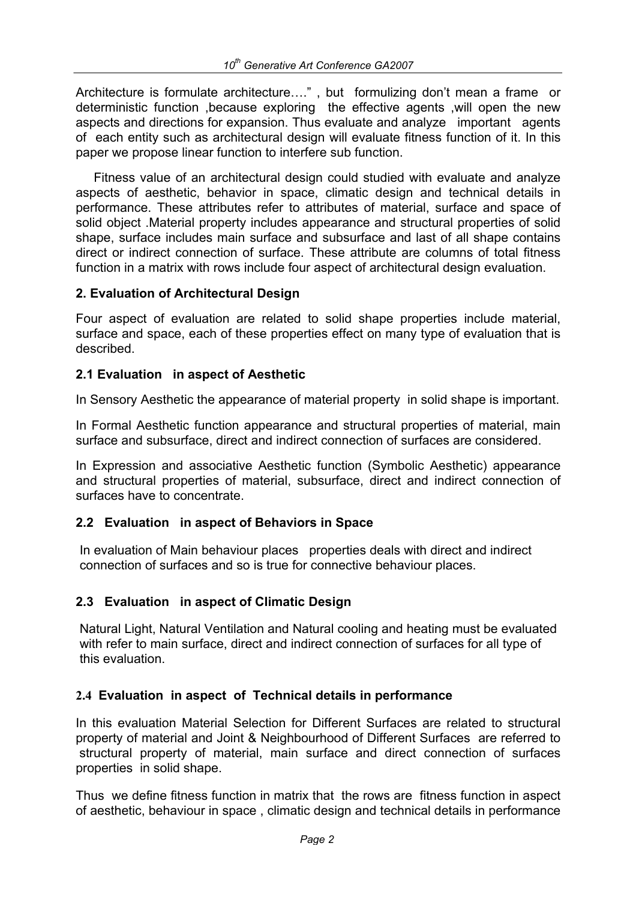Architecture is formulate architecture…." , but formulizing don't mean a frame or deterministic function ,because exploring the effective agents ,will open the new aspects and directions for expansion. Thus evaluate and analyze important agents of each entity such as architectural design will evaluate fitness function of it. In this paper we propose linear function to interfere sub function.

Fitness value of an architectural design could studied with evaluate and analyze aspects of aesthetic, behavior in space, climatic design and technical details in performance. These attributes refer to attributes of material, surface and space of solid object .Material property includes appearance and structural properties of solid shape, surface includes main surface and subsurface and last of all shape contains direct or indirect connection of surface. These attribute are columns of total fitness function in a matrix with rows include four aspect of architectural design evaluation.

## 2. Evaluation of Architectural Design

Four aspect of evaluation are related to solid shape properties include material, surface and space, each of these properties effect on many type of evaluation that is described.

### 2.1 Evaluation in aspect of Aesthetic

In Sensory Aesthetic the appearance of material property in solid shape is important.

In Formal Aesthetic function appearance and structural properties of material, main surface and subsurface, direct and indirect connection of surfaces are considered.

In Expression and associative Aesthetic function (Symbolic Aesthetic) appearance and structural properties of material, subsurface, direct and indirect connection of surfaces have to concentrate.

### 2.2 Evaluation in aspect of Behaviors in Space

In evaluation of Main behaviour places properties deals with direct and indirect connection of surfaces and so is true for connective behaviour places.

### 2.3 Evaluation in aspect of Climatic Design

Natural Light, Natural Ventilation and Natural cooling and heating must be evaluated with refer to main surface, direct and indirect connection of surfaces for all type of this evaluation.

### 2.4 Evaluation in aspect of Technical details in performance

In this evaluation Material Selection for Different Surfaces are related to structural property of material and Joint & Neighbourhood of Different Surfaces are referred to structural property of material, main surface and direct connection of surfaces properties in solid shape.

Thus we define fitness function in matrix that the rows are fitness function in aspect of aesthetic, behaviour in space , climatic design and technical details in performance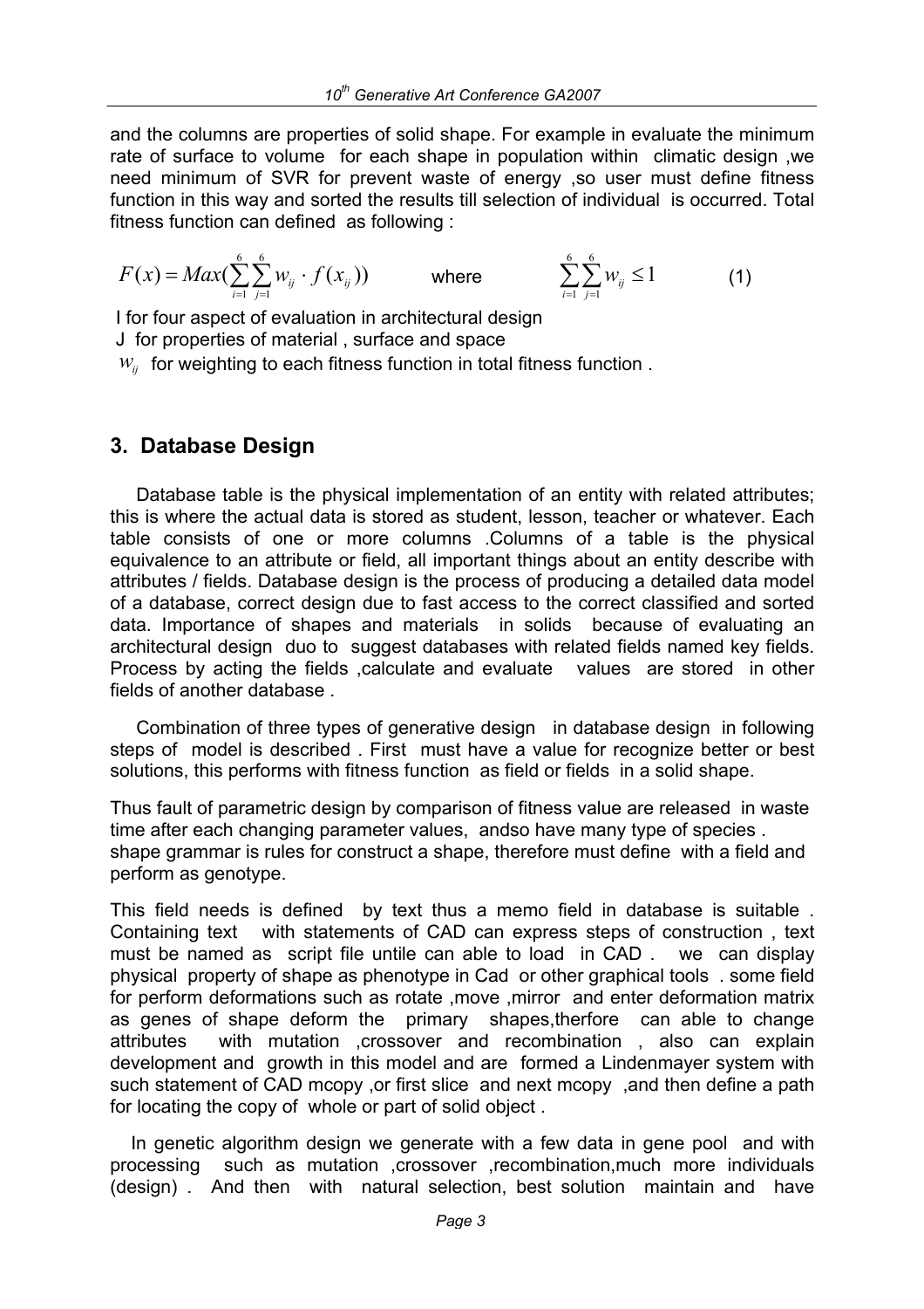and the columns are properties of solid shape. For example in evaluate the minimum rate of surface to volume for each shape in population within climatic design ,we need minimum of SVR for prevent waste of energy ,so user must define fitness function in this way and sorted the results till selection of individual is occurred. Total fitness function can defined as following :

$$F(x) = Max(\sum_{i=1}^{6}\sum_{j=1}^{6} w_{ij} \cdot f(x_{ij})) \qquad \text{where} \qquad \sum_{i=1}^{6}\sum_{j=1}^{6} w_{ij} \leq 1 \qquad (1)$$

I for four aspect of evaluation in architectural design

J for properties of material , surface and space

$w_{ij}$ for weighting to each fitness function in total fitness function .

## 3. Database Design

Database table is the physical implementation of an entity with related attributes; this is where the actual data is stored as student, lesson, teacher or whatever. Each table consists of one or more columns .Columns of a table is the physical equivalence to an attribute or field, all important things about an entity describe with attributes / fields. Database design is the process of producing a detailed data model of a database, correct design due to fast access to the correct classified and sorted data. Importance of shapes and materials in solids because of evaluating an architectural design duo to suggest databases with related fields named key fields. Process by acting the fields ,calculate and evaluate values are stored in other fields of another database .

Combination of three types of generative design in database design in following steps of model is described . First must have a value for recognize better or best solutions, this performs with fitness function as field or fields in a solid shape.

Thus fault of parametric design by comparison of fitness value are released in waste time after each changing parameter values, andso have many type of species . shape grammar is rules for construct a shape, therefore must define with a field and perform as genotype.

This field needs is defined by text thus a memo field in database is suitable . Containing text with statements of CAD can express steps of construction , text must be named as script file untile can able to load in CAD . we can display physical property of shape as phenotype in Cad or other graphical tools . some field for perform deformations such as rotate ,move ,mirror and enter deformation matrix as genes of shape deform the primary shapes,therfore can able to change attributes with mutation ,crossover and recombination , also can explain development and growth in this model and are formed a Lindenmayer system with such statement of CAD mcopy ,or first slice and next mcopy ,and then define a path for locating the copy of whole or part of solid object .

In genetic algorithm design we generate with a few data in gene pool and with processing such as mutation ,crossover ,recombination,much more individuals (design) . And then with natural selection, best solution maintain and have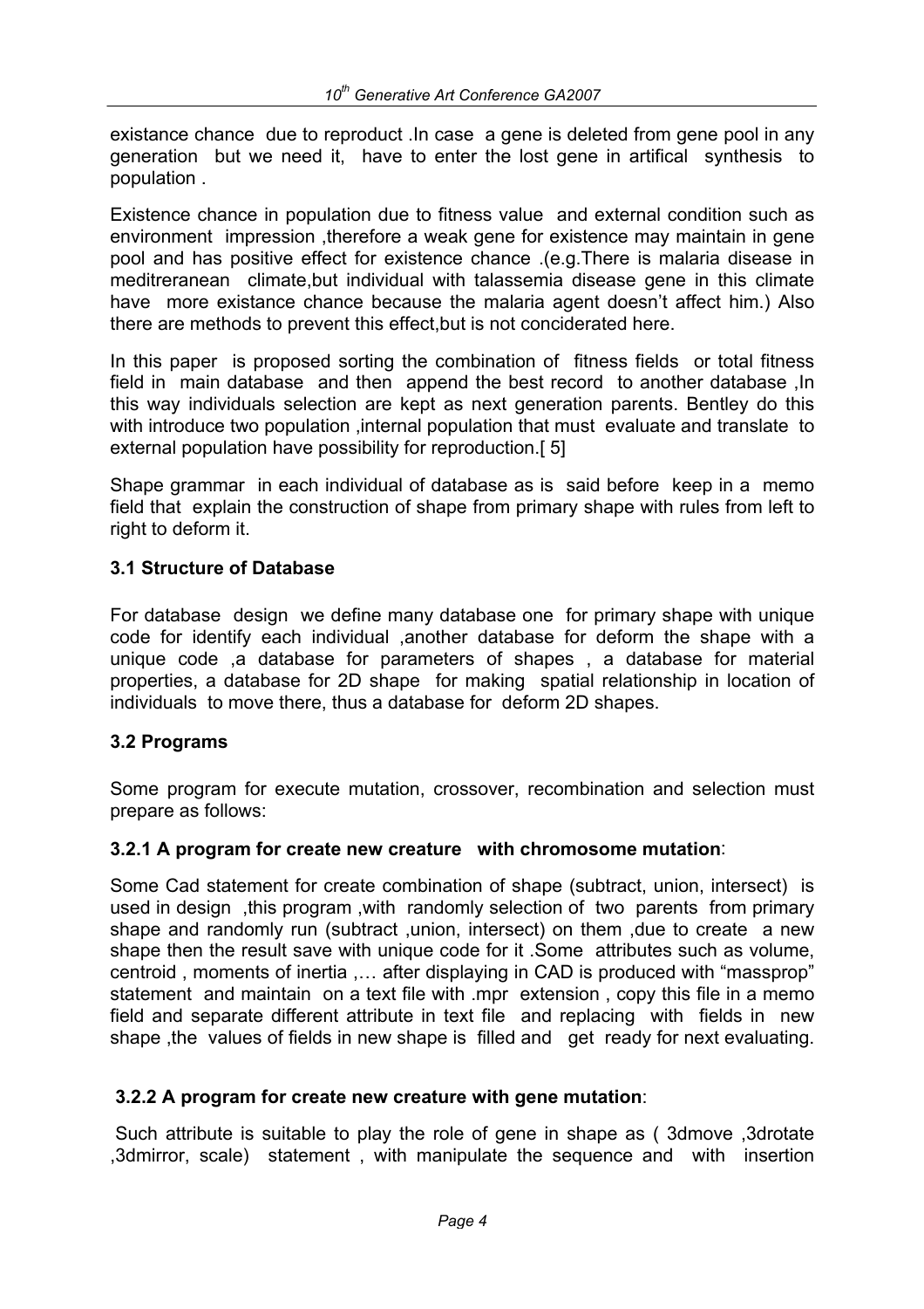existance chance due to reproduct .In case a gene is deleted from gene pool in any generation but we need it, have to enter the lost gene in artifical synthesis to population .

Existence chance in population due to fitness value and external condition such as environment impression ,therefore a weak gene for existence may maintain in gene pool and has positive effect for existence chance .(e.g.There is malaria disease in meditreranean climate,but individual with talassemia disease gene in this climate have more existance chance because the malaria agent doesn't affect him.) Also there are methods to prevent this effect,but is not concideratedd here.

In this paper is proposed sorting the combination of fitness fields or total fitness field in main database and then append the best record to another database ,In this way individuals selection are kept as next generation parents. Bentley do this with introduce two population ,internal population that must evaluate and translate to external population have possibility for reproduction.[ 5]

Shape grammar in each individual of database as is said before keep in a memo field that explain the construction of shape from primary shape with rules from left to right to deform it.

### 3.1 Structure of Database

For database design we define many database one for primary shape with unique code for identify each individual ,another database for deform the shape with a unique code ,a database for parameters of shapes , a database for material properties, a database for 2D shape for making spatial relationship in location of individuals to move there, thus a database for deform 2D shapes.

### 3.2 Programs

Some program for execute mutation, crossover, recombination and selection must prepare as follows:

#### 3.2.1 A program for create new creature with chromosome mutation:

Some Cad statement for create combination of shape (subtract, union, intersect) is used in design ,this program ,with randomly selection of two parents from primary shape and randomly run (subtract ,union, intersect) on them ,due to create a new shape then the result save with unique code for it .Some attributes such as volume, centroid , moments of inertia ,… after displaying in CAD is produced with "massprop" statement and maintain on a text file with .mpr extension , copy this file in a memo field and separate different attribute in text file and replacing with fields in new shape ,the values of fields in new shape is filled and get ready for next evaluating.

#### 3.2.2 A program for create new creature with gene mutation:

Such attribute is suitable to play the role of gene in shape as ( 3dmove ,3drotate ,3dmirror, scale) statement , with manipulate the sequence and with insertion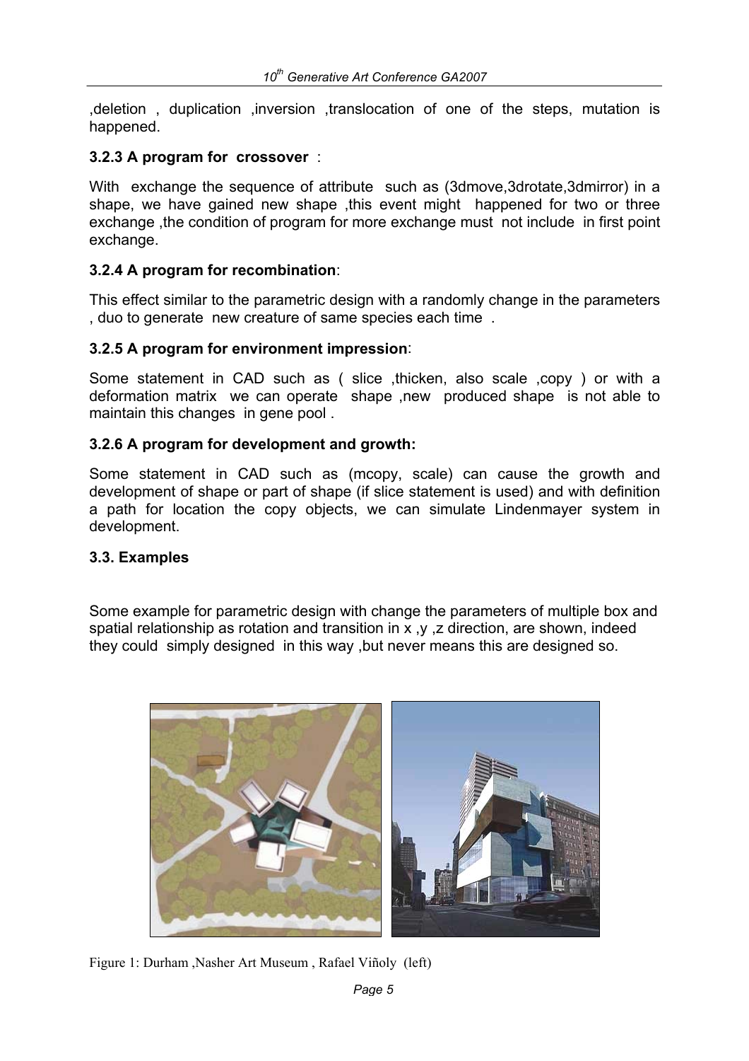,deletion , duplication ,inversion ,translocation of one of the steps, mutation is happened.

### 3.2.3 A program for crossover :

With exchange the sequence of attribute such as (3dmove,3drotate,3dmirror) in a shape, we have gained new shape ,this event might happened for two or three exchange ,the condition of program for more exchange must not include in first point exchange.

### 3.2.4 A program for recombination:

This effect similar to the parametric design with a randomly change in the parameters , duo to generate new creature of same species each time .

### 3.2.5 A program for environment impression:

Some statement in CAD such as ( slice ,thicken, also scale ,copy ) or with a deformation matrix we can operate shape ,new produced shape is not able to maintain this changes in gene pool .

### 3.2.6 A program for development and growth:

Some statement in CAD such as (mcopy, scale) can cause the growth and development of shape or part of shape (if slice statement is used) and with definition a path for location the copy objects, we can simulate Lindenmayer system in development.

### 3.3. Examples

Some example for parametric design with change the parameters of multiple box and spatial relationship as rotation and transition in x ,y ,z direction, are shown, indeed they could simply designed in this way ,but never means this are designed so.

Figure 1: Durham ,Nasher Art Museum , Rafael Viñoly (left)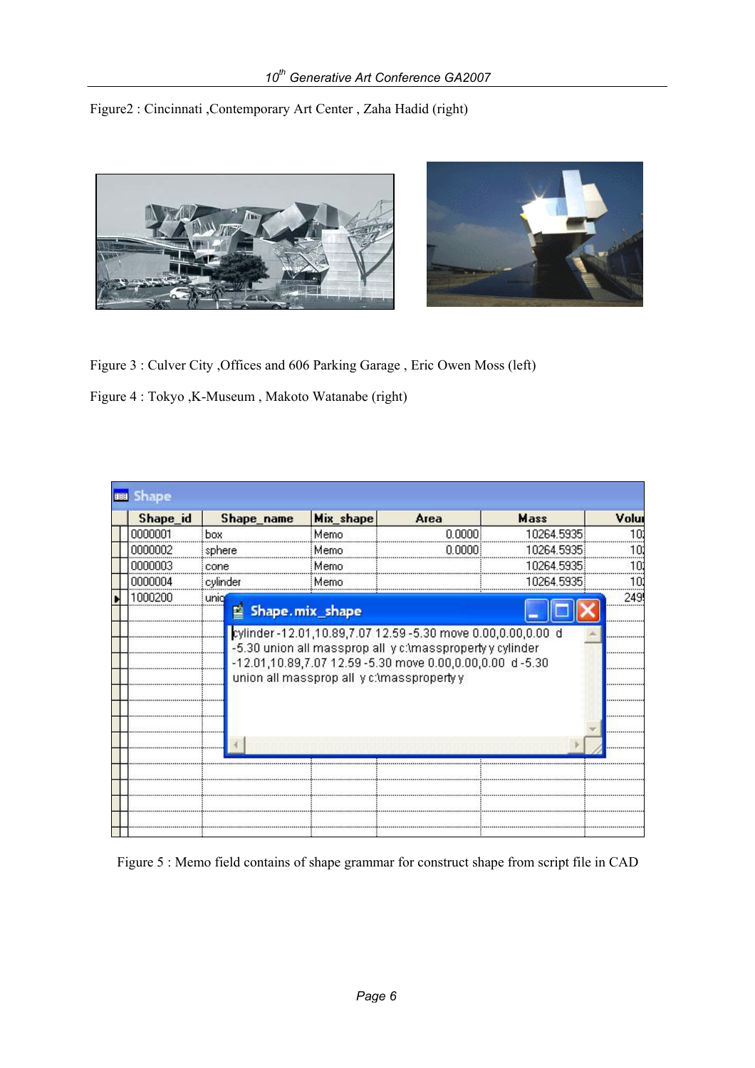Figure2 : Cincinnati ,Contemporary Art Center , Zaha Hadid (right)

Figure 3 : Culver City ,Offices and 606 Parking Garage , Eric Owen Moss (left)

Figure 4 : Tokyo ,K-Museum , Makoto Watanabe (right)

Figure 5 : Memo field contains of shape grammar for construct shape from script file in CAD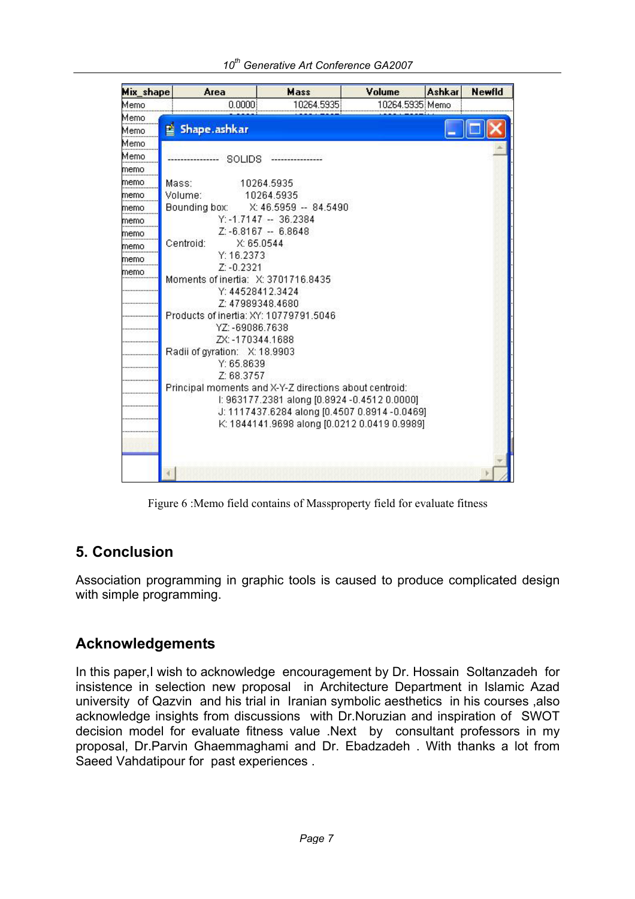| Mix_shape | Area | Mass | Volume | Ashkar | Newfld |
|---|---|---|---|---|---|
| Memo | 0.0000 | 10264.5935 | 10264.5935 | Memo | |

```
---------------- SOLIDS ----------------

Mass:            10264.5935
Volume:          10264.5935
Bounding box:    X: 46.5959 -- 84.5490
                 Y: -1.7147 -- 36.2384
                 Z: -6.8167 -- 6.8648
Centroid:        X: 65.0544
                 Y: 16.2373
                 Z: -0.2321
Moments of inertia:  X: 3701716.8435
                 Y: 44528412.3424
                 Z: 47989348.4680
Products of inertia: XY: 10779791.5046
                 YZ: -69086.7638
                 ZX: -170344.1688
Radii of gyration:   X: 18.9903
                 Y: 65.8639
                 Z: 68.3757
Principal moments and X-Y-Z directions about centroid:
                 I: 963177.2381 along [0.8924 -0.4512 0.0000]
                 J: 1117437.6284 along [0.4507 0.8914 -0.0469]
                 K: 1844141.9698 along [0.0212 0.0419 0.9989]
```

Figure 6 :Memo field contains of Massproperty field for evaluate fitness

## 5. Conclusion

Association programming in graphic tools is caused to produce complicated design with simple programming.

## Acknowledgements

In this paper,I wish to acknowledge encouragement by Dr. Hossain Soltanzadeh for insistence in selection new proposal in Architecture Department in Islamic Azad university of Qazvin and his trial in Iranian symbolic aesthetics in his courses ,also acknowledge insights from discussions with Dr.Noruzian and inspiration of SWOT decision model for evaluate fitness value .Next by consultant professors in my proposal, Dr.Parvin Ghaemmaghami and Dr. Ebadzadeh . With thanks a lot from Saeed Vahdatipour for past experiences .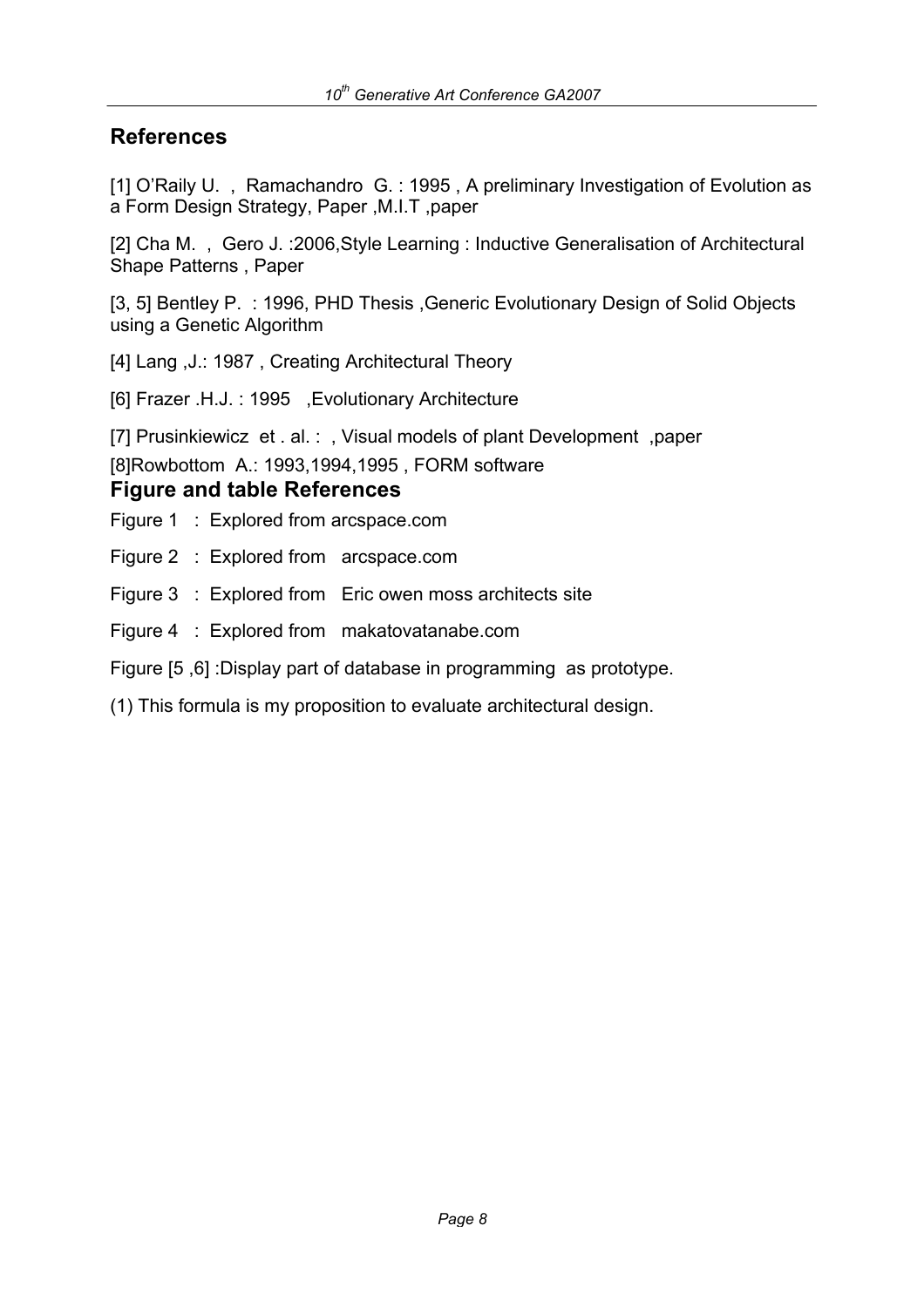## References

[1] O'Raily U. , Ramachandro G. : 1995 , A preliminary Investigation of Evolution as a Form Design Strategy, Paper ,M.I.T ,paper

[2] Cha M. , Gero J. :2006,Style Learning : Inductive Generalisation of Architectural Shape Patterns , Paper

[3, 5] Bentley P. : 1996, PHD Thesis ,Generic Evolutionary Design of Solid Objects using a Genetic Algorithm

[4] Lang ,J.: 1987 , Creating Architectural Theory

[6] Frazer .H.J. : 1995 ,Evolutionary Architecture

[7] Prusinkiewicz et . al. : , Visual models of plant Development ,paper

[8]Rowbottom A.: 1993,1994,1995 , FORM software

## Figure and table References

Figure 1 : Explored from arcspace.com

Figure 2 : Explored from arcspace.com

Figure 3 : Explored from Eric owen moss architects site

Figure 4 : Explored from makatovatanabe.com

Figure [5 ,6] :Display part of database in programming as prototype.

(1) This formula is my proposition to evaluate architectural design.